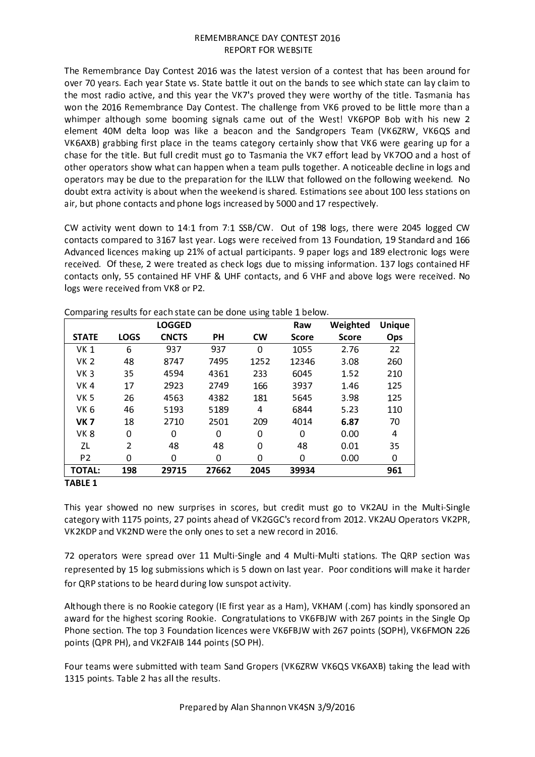# REMEMBRANCE DAY CONTEST 2016
## REPORT FOR WEBSITE

The Remembrance Day Contest 2016 was the latest version of a contest that has been around for over 70 years. Each year State vs. State battle it out on the bands to see which state can lay claim to the most radio active, and this year the VK7's proved they were worthy of the title. Tasmania has won the 2016 Remembrance Day Contest. The challenge from VK6 proved to be little more than a whimper although some booming signals came out of the West! VK6POP Bob with his new 2 element 40M delta loop was like a beacon and the Sandgropers Team (VK6ZRW, VK6QS and VK6AXB) grabbing first place in the teams category certainly show that VK6 were gearing up for a chase for the title. But full credit must go to Tasmania the VK7 effort lead by VK7OO and a host of other operators show what can happen when a team pulls together. A noticeable decline in logs and operators may be due to the preparation for the ILLW that followed on the following weekend. No doubt extra activity is about when the weekend is shared. Estimations see about 100 less stations on air, but phone contacts and phone logs increased by 5000 and 17 respectively.

CW activity went down to 14:1 from 7:1 SSB/CW. Out of 198 logs, there were 2045 logged CW contacts compared to 3167 last year. Logs were received from 13 Foundation, 19 Standard and 166 Advanced licences making up 21% of actual participants. 9 paper logs and 189 electronic logs were received. Of these, 2 were treated as check logs due to missing information. 137 logs contained HF contacts only, 55 contained HF VHF & UHF contacts, and 6 VHF and above logs were received. No logs were received from VK8 or P2.

Comparing results for each state can be done using table 1 below.

| STATE | LOGS | LOGGED CNCTS | PH | CW | Raw Score | Weighted Score | Unique Ops |
|---|---|---|---|---|---|---|---|
| VK 1 | 6 | 937 | 937 | 0 | 1055 | 2.76 | 22 |
| VK 2 | 48 | 8747 | 7495 | 1252 | 12346 | 3.08 | 260 |
| VK 3 | 35 | 4594 | 4361 | 233 | 6045 | 1.52 | 210 |
| VK 4 | 17 | 2923 | 2749 | 166 | 3937 | 1.46 | 125 |
| VK 5 | 26 | 4563 | 4382 | 181 | 5645 | 3.98 | 125 |
| VK 6 | 46 | 5193 | 5189 | 4 | 6844 | 5.23 | 110 |
| **VK 7** | 18 | 2710 | 2501 | 209 | 4014 | **6.87** | 70 |
| VK 8 | 0 | 0 | 0 | 0 | 0 | 0.00 | 4 |
| ZL | 2 | 48 | 48 | 0 | 48 | 0.01 | 35 |
| P2 | 0 | 0 | 0 | 0 | 0 | 0.00 | 0 |
| **TOTAL:** | **198** | **29715** | **27662** | **2045** | **39934** | | **961** |

**TABLE 1**

This year showed no new surprises in scores, but credit must go to VK2AU in the Multi-Single category with 1175 points, 27 points ahead of VK2GGC's record from 2012. VK2AU Operators VK2PR, VK2KDP and VK2ND were the only ones to set a new record in 2016.

72 operators were spread over 11 Multi-Single and 4 Multi-Multi stations. The QRP section was represented by 15 log submissions which is 5 down on last year. Poor conditions will make it harder for QRP stations to be heard during low sunspot activity.

Although there is no Rookie category (IE first year as a Ham), VKHAM (.com) has kindly sponsored an award for the highest scoring Rookie. Congratulations to VK6FBJW with 267 points in the Single Op Phone section. The top 3 Foundation licences were VK6FBJW with 267 points (SOPH), VK6FMON 226 points (QPR PH), and VK2FAIB 144 points (SO PH).

Four teams were submitted with team Sand Gropers (VK6ZRW VK6QS VK6AXB) taking the lead with 1315 points. Table 2 has all the results.

Prepared by Alan Shannon VK4SN 3/9/2016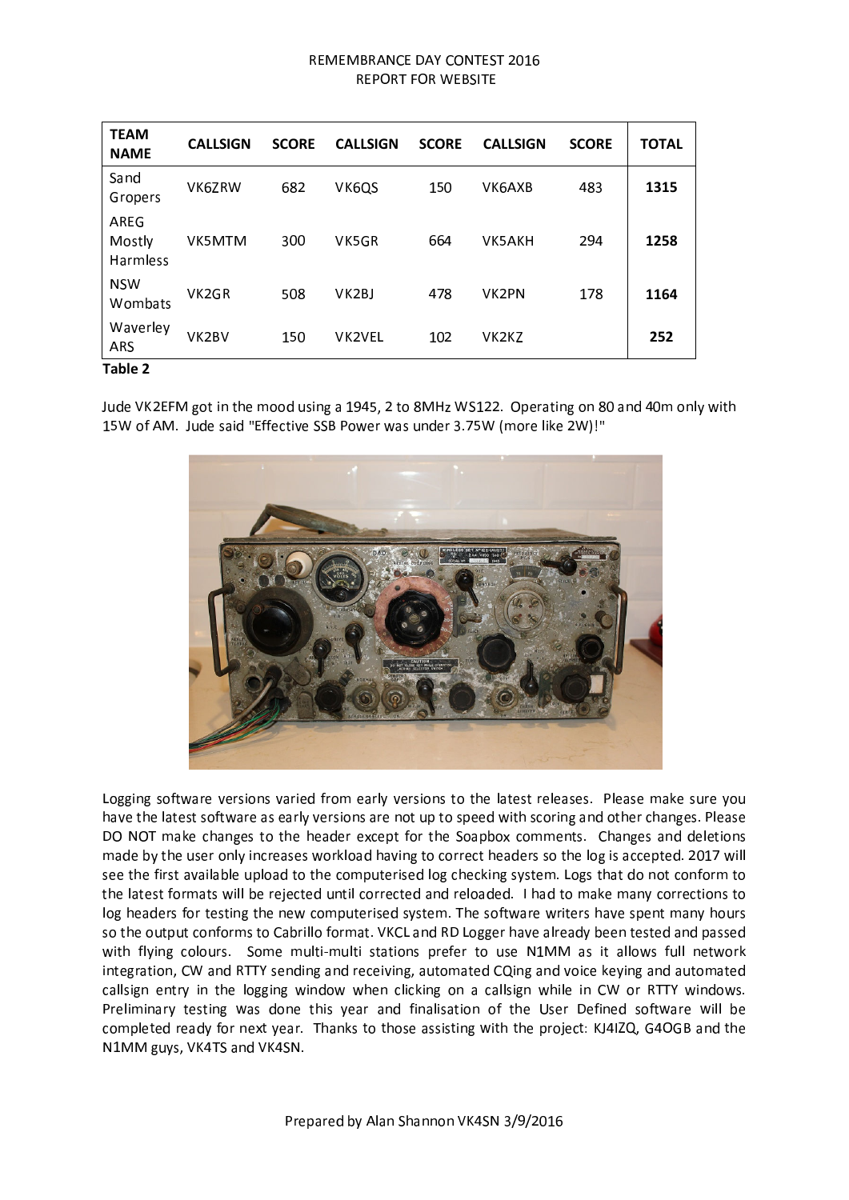REMEMBRANCE DAY CONTEST 2016
REPORT FOR WEBSITE

| TEAM NAME | CALLSIGN | SCORE | CALLSIGN | SCORE | CALLSIGN | SCORE | TOTAL |
|---|---|---|---|---|---|---|---|
| Sand Gropers | VK6ZRW | 682 | VK6QS | 150 | VK6AXB | 483 | **1315** |
| AREG Mostly Harmless | VK5MTM | 300 | VK5GR | 664 | VK5AKH | 294 | **1258** |
| NSW Wombats | VK2GR | 508 | VK2BJ | 478 | VK2PN | 178 | **1164** |
| Waverley ARS | VK2BV | 150 | VK2VEL | 102 | VK2KZ | | **252** |

**Table 2**

Jude VK2EFM got in the mood using a 1945, 2 to 8MHz WS122. Operating on 80 and 40m only with 15W of AM. Jude said "Effective SSB Power was under 3.75W (more like 2W)!"

Logging software versions varied from early versions to the latest releases. Please make sure you have the latest software as early versions are not up to speed with scoring and other changes. Please DO NOT make changes to the header except for the Soapbox comments. Changes and deletions made by the user only increases workload having to correct headers so the log is accepted. 2017 will see the first available upload to the computerised log checking system. Logs that do not conform to the latest formats will be rejected until corrected and reloaded. I had to make many corrections to log headers for testing the new computerised system. The software writers have spent many hours so the output conforms to Cabrillo format. VKCL and RD Logger have already been tested and passed with flying colours. Some multi-multi stations prefer to use N1MM as it allows full network integration, CW and RTTY sending and receiving, automated CQing and voice keying and automated callsign entry in the logging window when clicking on a callsign while in CW or RTTY windows. Preliminary testing was done this year and finalisation of the User Defined software will be completed ready for next year. Thanks to those assisting with the project: KJ4IZQ, G4OGB and the N1MM guys, VK4TS and VK4SN.

Prepared by Alan Shannon VK4SN 3/9/2016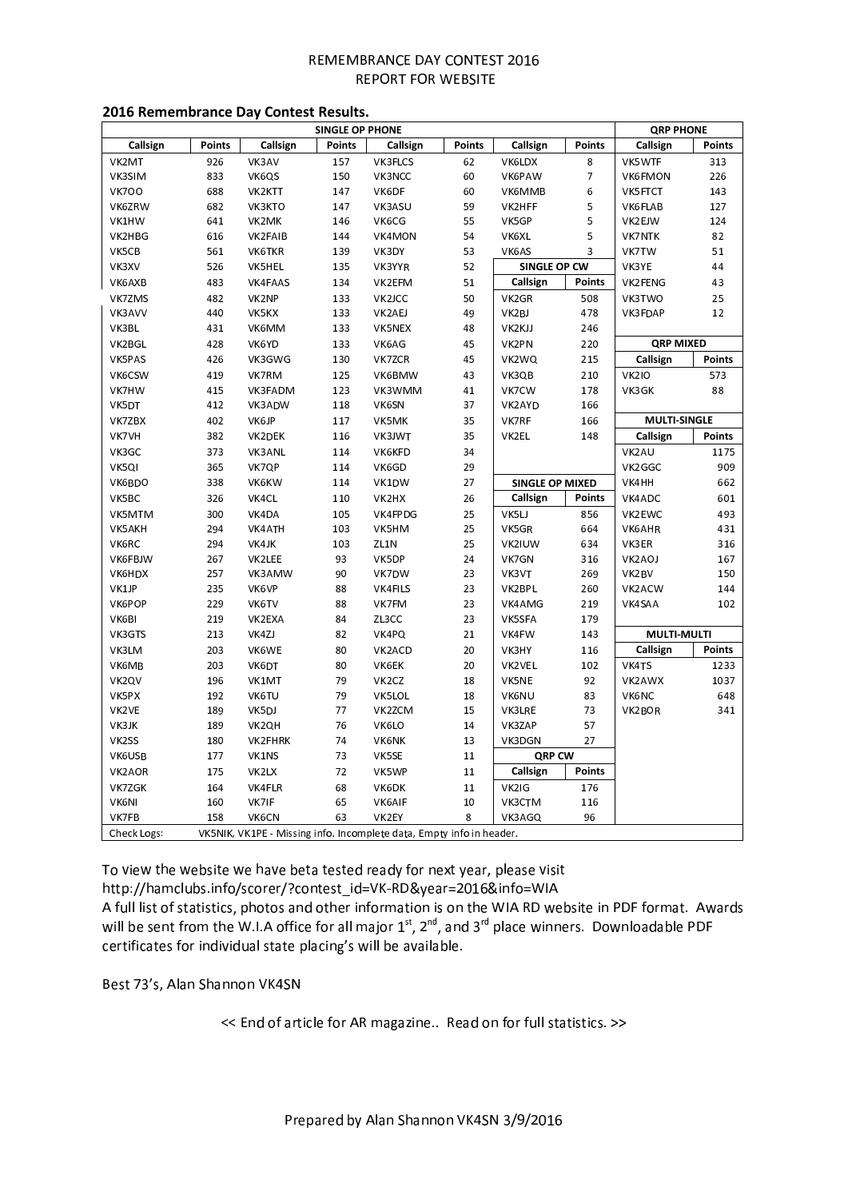REMEMBRANCE DAY CONTEST 2016
REPORT FOR WEBSITE

**2016 Remembrance Day Contest Results.**

| SINGLE OP PHONE | | | | | | | | QRP PHONE | |
|---|---|---|---|---|---|---|---|---|---|
| Callsign | Points | Callsign | Points | Callsign | Points | Callsign | Points | Callsign | Points |
| VK2MT | 926 | VK3AV | 157 | VK3FLCS | 62 | VK6LDX | 8 | VK5WTF | 313 |
| VK3SIM | 833 | VK6QS | 150 | VK3NCC | 60 | VK6PAW | 7 | VK6FMON | 226 |
| VK7OO | 688 | VK2KTT | 147 | VK6DF | 60 | VK6MMB | 6 | VK5FTCT | 143 |
| VK6ZRW | 682 | VK3KTO | 147 | VK3ASU | 59 | VK2HFF | 5 | VK6FLAB | 127 |
| VK1HW | 641 | VK2MK | 146 | VK6CG | 55 | VK5GP | 5 | VK2EJW | 124 |
| VK2HBG | 616 | VK2FAIB | 144 | VK4MON | 54 | VK6XL | 5 | VK7NTK | 82 |
| VK5CB | 561 | VK6TKR | 139 | VK3DY | 53 | VK6AS | 3 | VK7TW | 51 |
| VK3XV | 526 | VK5HEL | 135 | VK3YYR | 52 | **SINGLE OP CW** | | VK3YE | 44 |
| VK6AXB | 483 | VK4FAAS | 134 | VK2EFM | 51 | **Callsign** | **Points** | VK2FENG | 43 |
| VK7ZMS | 482 | VK2NP | 133 | VK2JCC | 50 | VK2GR | 508 | VK3TWO | 25 |
| VK3AVV | 440 | VK5KX | 133 | VK2AEJ | 49 | VK2BJ | 478 | VK3FDAP | 12 |
| VK3BL | 431 | VK6MM | 133 | VK5NEX | 48 | VK2KJJ | 246 | | |
| VK2BGL | 428 | VK6YD | 133 | VK6AG | 45 | VK2PN | 220 | **QRP MIXED** | |
| VK5PAS | 426 | VK3GWG | 130 | VK7ZCR | 45 | VK2WQ | 215 | **Callsign** | **Points** |
| VK6CSW | 419 | VK7RM | 125 | VK6BMW | 43 | VK3QB | 210 | VK2IO | 573 |
| VK7HW | 415 | VK3FADM | 123 | VK3WMM | 41 | VK7CW | 178 | VK3GK | 88 |
| VK5DT | 412 | VK3ADW | 118 | VK6SN | 37 | VK2AYD | 166 | | |
| VK7ZBX | 402 | VK6JP | 117 | VK5MK | 35 | VK7RF | 166 | **MULTI-SINGLE** | |
| VK7VH | 382 | VK2DEK | 116 | VK3JWT | 35 | VK2EL | 148 | **Callsign** | **Points** |
| VK3GC | 373 | VK3ANL | 114 | VK6KFD | 34 | | | VK2AU | 1175 |
| VK5QI | 365 | VK7QP | 114 | VK6GD | 29 | | | VK2GGC | 909 |
| VK6BDO | 338 | VK6KW | 114 | VK1DW | 27 | **SINGLE OP MIXED** | | VK4HH | 662 |
| VK5BC | 326 | VK4CL | 110 | VK2HX | 26 | **Callsign** | **Points** | VK4ADC | 601 |
| VK5MTM | 300 | VK4DA | 105 | VK4FPDG | 25 | VK5LJ | 856 | VK2EWC | 493 |
| VK5AKH | 294 | VK4ATH | 103 | VK5HM | 25 | VK5GR | 664 | VK6AHR | 431 |
| VK6RC | 294 | VK4JK | 103 | ZL1N | 25 | VK2IUW | 634 | VK3ER | 316 |
| VK6FBJW | 267 | VK2LEE | 93 | VK5DP | 24 | VK7GN | 316 | VK2AOJ | 167 |
| VK6HDX | 257 | VK3AMW | 90 | VK7DW | 23 | VK3VT | 269 | VK2BV | 150 |
| VK1JP | 235 | VK6VP | 88 | VK4FILS | 23 | VK2BPL | 260 | VK2ACW | 144 |
| VK6POP | 229 | VK6TV | 88 | VK7FM | 23 | VK4AMG | 219 | VK4SAA | 102 |
| VK6BI | 219 | VK2EXA | 84 | ZL3CC | 23 | VK5SFA | 179 | | |
| VK3GTS | 213 | VK4ZJ | 82 | VK4PQ | 21 | VK4FW | 143 | **MULTI-MULTI** | |
| VK3LM | 203 | VK6WE | 80 | VK2ACD | 20 | VK3HY | 116 | **Callsign** | **Points** |
| VK6MB | 203 | VK6DT | 80 | VK6EK | 20 | VK2VEL | 102 | VK4TS | 1233 |
| VK2QV | 196 | VK1MT | 79 | VK2CZ | 18 | VK5NE | 92 | VK2AWX | 1037 |
| VK5PX | 192 | VK6TU | 79 | VK5LOL | 18 | VK6NU | 83 | VK6NC | 648 |
| VK2VE | 189 | VK5DJ | 77 | VK2ZCM | 15 | VK3LRE | 73 | VK2BOR | 341 |
| VK3JK | 189 | VK2QH | 76 | VK6LO | 14 | VK3ZAP | 57 | | |
| VK2SS | 180 | VK2FHRK | 74 | VK6NK | 13 | VK3DGN | 27 | | |
| VK6USB | 177 | VK1NS | 73 | VK5SE | 11 | **QRP CW** | | | |
| VK2AOR | 175 | VK2LX | 72 | VK5WP | 11 | **Callsign** | **Points** | | |
| VK7ZGK | 164 | VK4FLR | 68 | VK6DK | 11 | VK2IG | 176 | | |
| VK6NI | 160 | VK7IF | 65 | VK6AIF | 10 | VK3CTM | 116 | | |
| VK7FB | 158 | VK6CN | 63 | VK2EY | 8 | VK3AGQ | 96 | | |
| Check Logs: | VK5NIK, VK1PE - Missing info. Incomplete data, Empty info in header. | | | | | | | | |

To view the website we have beta tested ready for next year, please visit
http://hamclubs.info/scorer/?contest_id=VK-RD&year=2016&info=WIA
A full list of statistics, photos and other information is on the WIA RD website in PDF format. Awards will be sent from the W.I.A office for all major 1st, 2nd, and 3rd place winners. Downloadable PDF certificates for individual state placing's will be available.

Best 73's, Alan Shannon VK4SN

<< End of article for AR magazine.. Read on for full statistics. >>

Prepared by Alan Shannon VK4SN 3/9/2016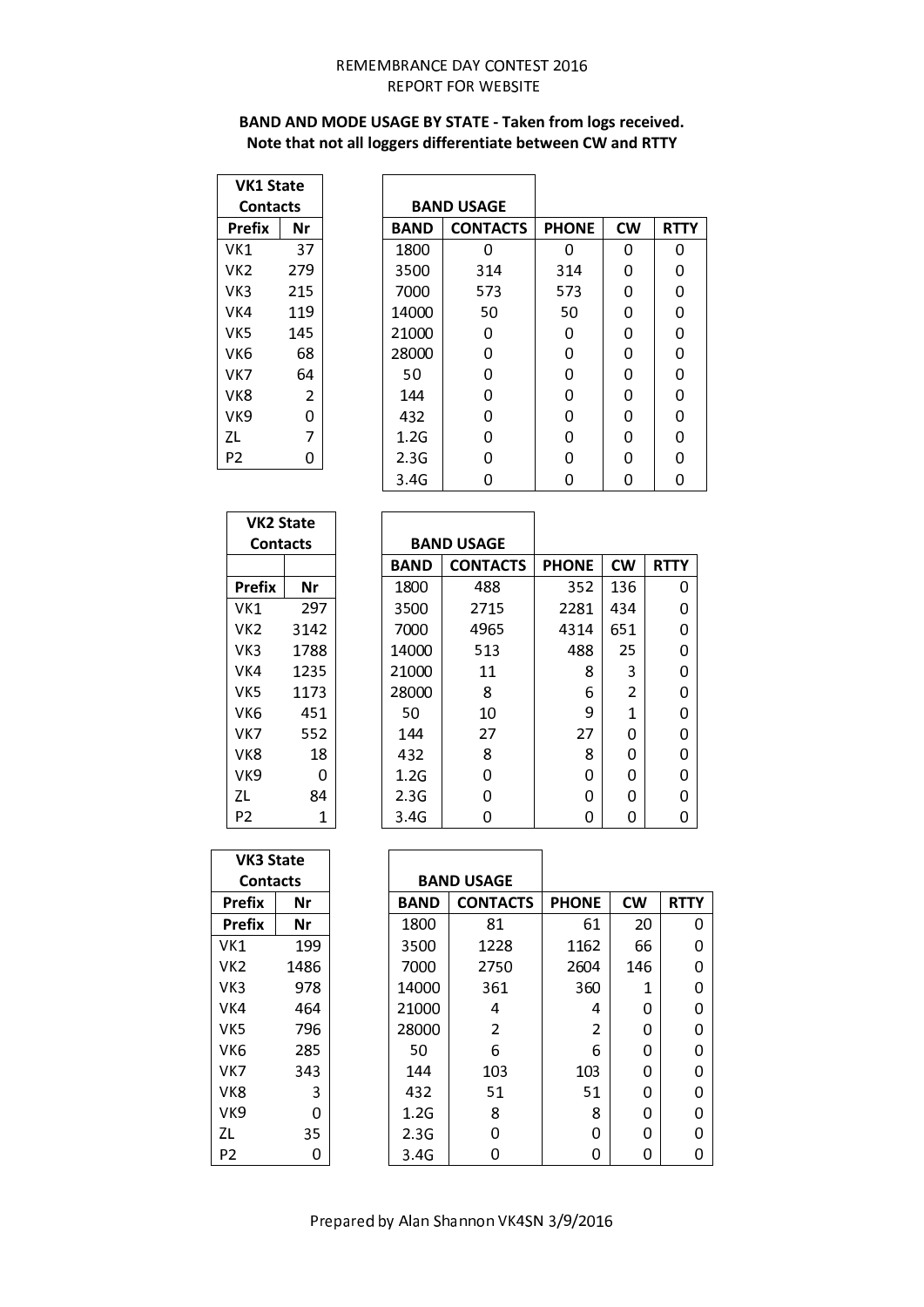REMEMBRANCE DAY CONTEST 2016
REPORT FOR WEBSITE

**BAND AND MODE USAGE BY STATE - Taken from logs received.**
**Note that not all loggers differentiate between CW and RTTY**

| VK1 State Contacts | |
|---|---|
| **Prefix** | **Nr** |
| VK1 | 37 |
| VK2 | 279 |
| VK3 | 215 |
| VK4 | 119 |
| VK5 | 145 |
| VK6 | 68 |
| VK7 | 64 |
| VK8 | 2 |
| VK9 | 0 |
| ZL | 7 |
| P2 | 0 |

| BAND USAGE | | | | |
|---|---|---|---|---|
| **BAND** | **CONTACTS** | **PHONE** | **CW** | **RTTY** |
| 1800 | 0 | 0 | 0 | 0 |
| 3500 | 314 | 314 | 0 | 0 |
| 7000 | 573 | 573 | 0 | 0 |
| 14000 | 50 | 50 | 0 | 0 |
| 21000 | 0 | 0 | 0 | 0 |
| 28000 | 0 | 0 | 0 | 0 |
| 50 | 0 | 0 | 0 | 0 |
| 144 | 0 | 0 | 0 | 0 |
| 432 | 0 | 0 | 0 | 0 |
| 1.2G | 0 | 0 | 0 | 0 |
| 2.3G | 0 | 0 | 0 | 0 |
| 3.4G | 0 | 0 | 0 | 0 |

| VK2 State Contacts | |
|---|---|
| | |
| **Prefix** | **Nr** |
| VK1 | 297 |
| VK2 | 3142 |
| VK3 | 1788 |
| VK4 | 1235 |
| VK5 | 1173 |
| VK6 | 451 |
| VK7 | 552 |
| VK8 | 18 |
| VK9 | 0 |
| ZL | 84 |
| P2 | 1 |

| BAND USAGE | | | | |
|---|---|---|---|---|
| **BAND** | **CONTACTS** | **PHONE** | **CW** | **RTTY** |
| 1800 | 488 | 352 | 136 | 0 |
| 3500 | 2715 | 2281 | 434 | 0 |
| 7000 | 4965 | 4314 | 651 | 0 |
| 14000 | 513 | 488 | 25 | 0 |
| 21000 | 11 | 8 | 3 | 0 |
| 28000 | 8 | 6 | 2 | 0 |
| 50 | 10 | 9 | 1 | 0 |
| 144 | 27 | 27 | 0 | 0 |
| 432 | 8 | 8 | 0 | 0 |
| 1.2G | 0 | 0 | 0 | 0 |
| 2.3G | 0 | 0 | 0 | 0 |
| 3.4G | 0 | 0 | 0 | 0 |

| VK3 State Contacts | |
|---|---|
| **Prefix** | **Nr** |
| **Prefix** | **Nr** |
| VK1 | 199 |
| VK2 | 1486 |
| VK3 | 978 |
| VK4 | 464 |
| VK5 | 796 |
| VK6 | 285 |
| VK7 | 343 |
| VK8 | 3 |
| VK9 | 0 |
| ZL | 35 |
| P2 | 0 |

| BAND USAGE | | | | |
|---|---|---|---|---|
| **BAND** | **CONTACTS** | **PHONE** | **CW** | **RTTY** |
| 1800 | 81 | 61 | 20 | 0 |
| 3500 | 1228 | 1162 | 66 | 0 |
| 7000 | 2750 | 2604 | 146 | 0 |
| 14000 | 361 | 360 | 1 | 0 |
| 21000 | 4 | 4 | 0 | 0 |
| 28000 | 2 | 2 | 0 | 0 |
| 50 | 6 | 6 | 0 | 0 |
| 144 | 103 | 103 | 0 | 0 |
| 432 | 51 | 51 | 0 | 0 |
| 1.2G | 8 | 8 | 0 | 0 |
| 2.3G | 0 | 0 | 0 | 0 |
| 3.4G | 0 | 0 | 0 | 0 |

Prepared by Alan Shannon VK4SN 3/9/2016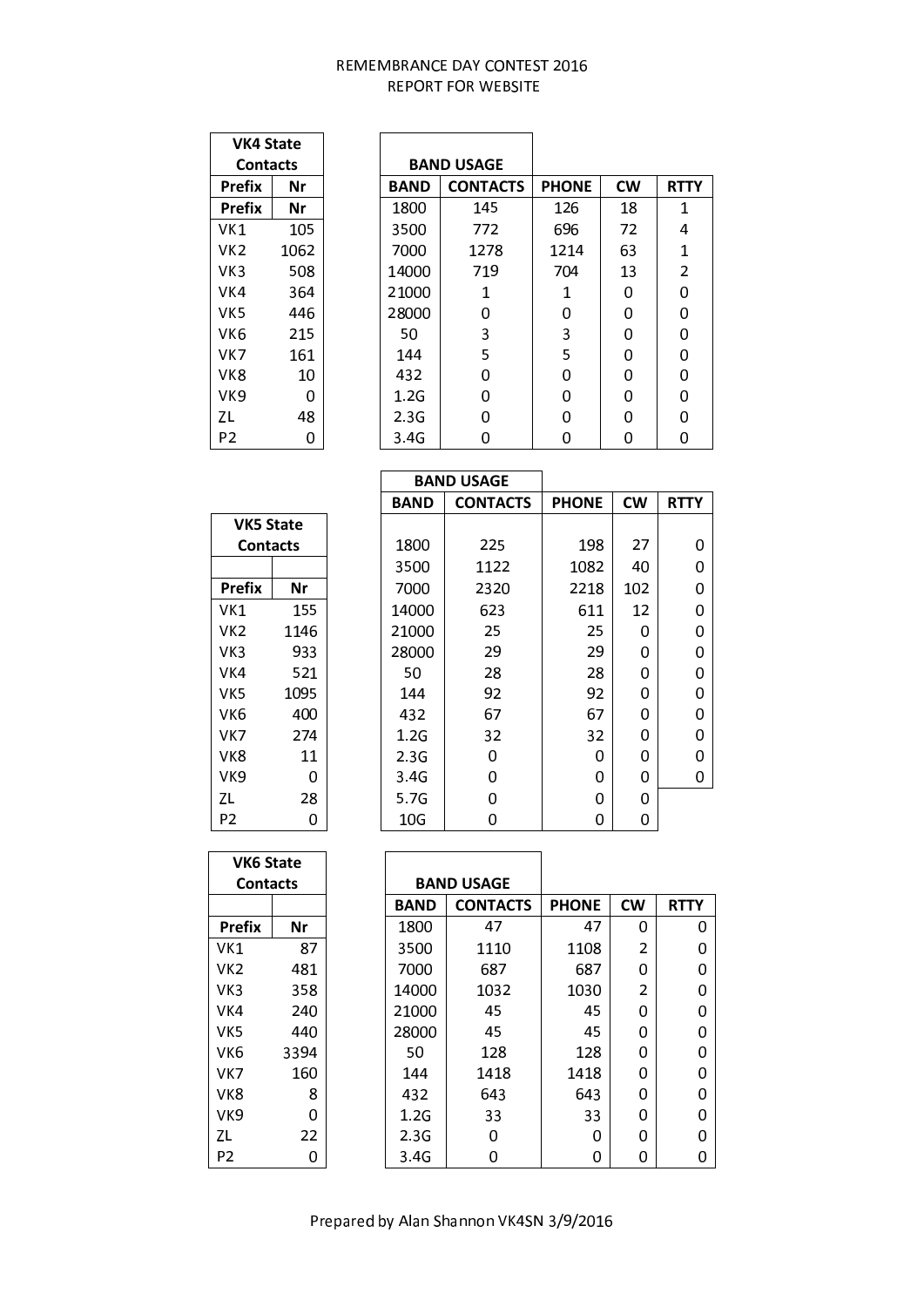# REMEMBRANCE DAY CONTEST 2016
## REPORT FOR WEBSITE

| VK4 State Contacts | |
|---|---|
| Prefix | Nr |
| Prefix | Nr |
| VK1 | 105 |
| VK2 | 1062 |
| VK3 | 508 |
| VK4 | 364 |
| VK5 | 446 |
| VK6 | 215 |
| VK7 | 161 |
| VK8 | 10 |
| VK9 | 0 |
| ZL | 48 |
| P2 | 0 |

| BAND USAGE | | | | |
|---|---|---|---|---|
| BAND | CONTACTS | PHONE | CW | RTTY |
| 1800 | 145 | 126 | 18 | 1 |
| 3500 | 772 | 696 | 72 | 4 |
| 7000 | 1278 | 1214 | 63 | 1 |
| 14000 | 719 | 704 | 13 | 2 |
| 21000 | 1 | 1 | 0 | 0 |
| 28000 | 0 | 0 | 0 | 0 |
| 50 | 3 | 3 | 0 | 0 |
| 144 | 5 | 5 | 0 | 0 |
| 432 | 0 | 0 | 0 | 0 |
| 1.2G | 0 | 0 | 0 | 0 |
| 2.3G | 0 | 0 | 0 | 0 |
| 3.4G | 0 | 0 | 0 | 0 |

| VK5 State Contacts | |
|---|---|
| | |
| Prefix | Nr |
| VK1 | 155 |
| VK2 | 1146 |
| VK3 | 933 |
| VK4 | 521 |
| VK5 | 1095 |
| VK6 | 400 |
| VK7 | 274 |
| VK8 | 11 |
| VK9 | 0 |
| ZL | 28 |
| P2 | 0 |

| BAND USAGE | | | | |
|---|---|---|---|---|
| BAND | CONTACTS | PHONE | CW | RTTY |
| 1800 | 225 | 198 | 27 | 0 |
| 3500 | 1122 | 1082 | 40 | 0 |
| 7000 | 2320 | 2218 | 102 | 0 |
| 14000 | 623 | 611 | 12 | 0 |
| 21000 | 25 | 25 | 0 | 0 |
| 28000 | 29 | 29 | 0 | 0 |
| 50 | 28 | 28 | 0 | 0 |
| 144 | 92 | 92 | 0 | 0 |
| 432 | 67 | 67 | 0 | 0 |
| 1.2G | 32 | 32 | 0 | 0 |
| 2.3G | 0 | 0 | 0 | 0 |
| 3.4G | 0 | 0 | 0 | 0 |
| 5.7G | 0 | 0 | 0 | |
| 10G | 0 | 0 | 0 | |

| VK6 State Contacts | |
|---|---|
| | |
| Prefix | Nr |
| VK1 | 87 |
| VK2 | 481 |
| VK3 | 358 |
| VK4 | 240 |
| VK5 | 440 |
| VK6 | 3394 |
| VK7 | 160 |
| VK8 | 8 |
| VK9 | 0 |
| ZL | 22 |
| P2 | 0 |

| BAND USAGE | | | | |
|---|---|---|---|---|
| BAND | CONTACTS | PHONE | CW | RTTY |
| 1800 | 47 | 47 | 0 | 0 |
| 3500 | 1110 | 1108 | 2 | 0 |
| 7000 | 687 | 687 | 0 | 0 |
| 14000 | 1032 | 1030 | 2 | 0 |
| 21000 | 45 | 45 | 0 | 0 |
| 28000 | 45 | 45 | 0 | 0 |
| 50 | 128 | 128 | 0 | 0 |
| 144 | 1418 | 1418 | 0 | 0 |
| 432 | 643 | 643 | 0 | 0 |
| 1.2G | 33 | 33 | 0 | 0 |
| 2.3G | 0 | 0 | 0 | 0 |
| 3.4G | 0 | 0 | 0 | 0 |

Prepared by Alan Shannon VK4SN 3/9/2016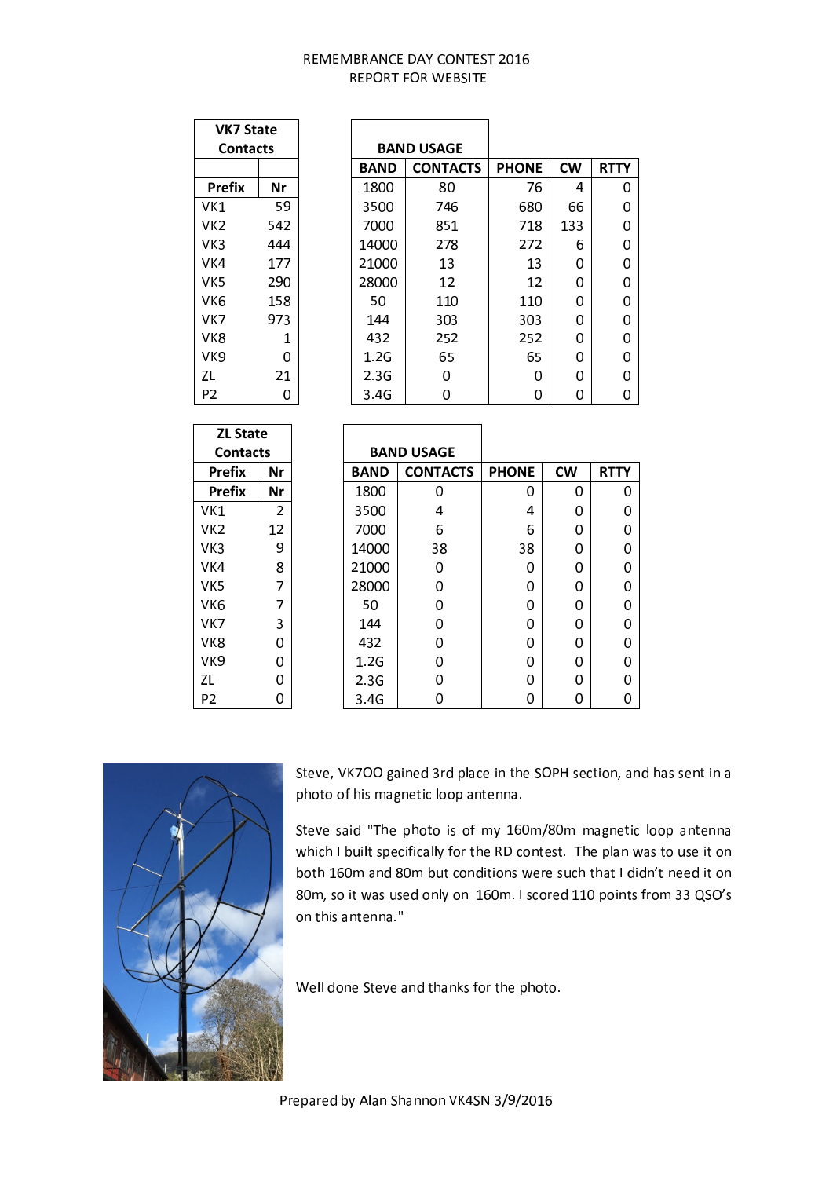REMEMBRANCE DAY CONTEST 2016
REPORT FOR WEBSITE

| VK7 State Contacts | |
|---|---|
| Prefix | Nr |
| VK1 | 59 |
| VK2 | 542 |
| VK3 | 444 |
| VK4 | 177 |
| VK5 | 290 |
| VK6 | 158 |
| VK7 | 973 |
| VK8 | 1 |
| VK9 | 0 |
| ZL | 21 |
| P2 | 0 |

| BAND USAGE | | | | |
|---|---|---|---|---|
| BAND | CONTACTS | PHONE | CW | RTTY |
| 1800 | 80 | 76 | 4 | 0 |
| 3500 | 746 | 680 | 66 | 0 |
| 7000 | 851 | 718 | 133 | 0 |
| 14000 | 278 | 272 | 6 | 0 |
| 21000 | 13 | 13 | 0 | 0 |
| 28000 | 12 | 12 | 0 | 0 |
| 50 | 110 | 110 | 0 | 0 |
| 144 | 303 | 303 | 0 | 0 |
| 432 | 252 | 252 | 0 | 0 |
| 1.2G | 65 | 65 | 0 | 0 |
| 2.3G | 0 | 0 | 0 | 0 |
| 3.4G | 0 | 0 | 0 | 0 |

| ZL State Contacts | |
|---|---|
| Prefix | Nr |
| Prefix | Nr |
| VK1 | 2 |
| VK2 | 12 |
| VK3 | 9 |
| VK4 | 8 |
| VK5 | 7 |
| VK6 | 7 |
| VK7 | 3 |
| VK8 | 0 |
| VK9 | 0 |
| ZL | 0 |
| P2 | 0 |

| BAND USAGE | | | | |
|---|---|---|---|---|
| BAND | CONTACTS | PHONE | CW | RTTY |
| 1800 | 0 | 0 | 0 | 0 |
| 3500 | 4 | 4 | 0 | 0 |
| 7000 | 6 | 6 | 0 | 0 |
| 14000 | 38 | 38 | 0 | 0 |
| 21000 | 0 | 0 | 0 | 0 |
| 28000 | 0 | 0 | 0 | 0 |
| 50 | 0 | 0 | 0 | 0 |
| 144 | 0 | 0 | 0 | 0 |
| 432 | 0 | 0 | 0 | 0 |
| 1.2G | 0 | 0 | 0 | 0 |
| 2.3G | 0 | 0 | 0 | 0 |
| 3.4G | 0 | 0 | 0 | 0 |

Steve, VK7OO gained 3rd place in the SOPH section, and has sent in a photo of his magnetic loop antenna.

Steve said "The photo is of my 160m/80m magnetic loop antenna which I built specifically for the RD contest. The plan was to use it on both 160m and 80m but conditions were such that I didn't need it on 80m, so it was used only on 160m. I scored 110 points from 33 QSO's on this antenna."

Well done Steve and thanks for the photo.

Prepared by Alan Shannon VK4SN 3/9/2016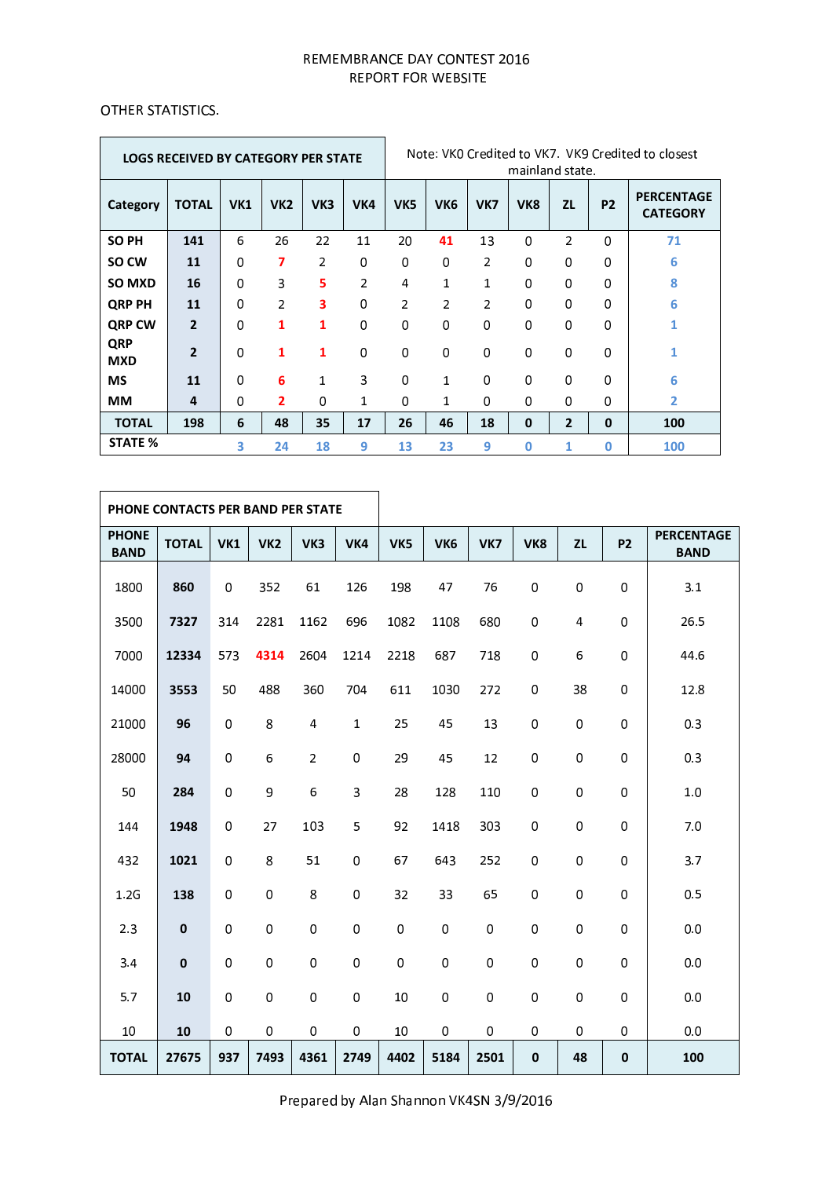REMEMBRANCE DAY CONTEST 2016
REPORT FOR WEBSITE

OTHER STATISTICS.

**LOGS RECEIVED BY CATEGORY PER STATE**

Note: VK0 Credited to VK7. VK9 Credited to closest mainland state.

| Category | TOTAL | VK1 | VK2 | VK3 | VK4 | VK5 | VK6 | VK7 | VK8 | ZL | P2 | PERCENTAGE CATEGORY |
|---|---|---|---|---|---|---|---|---|---|---|---|---|
| SO PH | 141 | 6 | 26 | 22 | 11 | 20 | 41 | 13 | 0 | 2 | 0 | 71 |
| SO CW | 11 | 0 | 7 | 2 | 0 | 0 | 0 | 2 | 0 | 0 | 0 | 6 |
| SO MXD | 16 | 0 | 3 | 5 | 2 | 4 | 1 | 1 | 0 | 0 | 0 | 8 |
| QRP PH | 11 | 0 | 2 | 3 | 0 | 2 | 2 | 2 | 0 | 0 | 0 | 6 |
| QRP CW | 2 | 0 | 1 | 1 | 0 | 0 | 0 | 0 | 0 | 0 | 0 | 1 |
| QRP MXD | 2 | 0 | 1 | 1 | 0 | 0 | 0 | 0 | 0 | 0 | 0 | 1 |
| MS | 11 | 0 | 6 | 1 | 3 | 0 | 1 | 0 | 0 | 0 | 0 | 6 |
| MM | 4 | 0 | 2 | 0 | 1 | 0 | 1 | 0 | 0 | 0 | 0 | 2 |
| **TOTAL** | **198** | **6** | **48** | **35** | **17** | **26** | **46** | **18** | **0** | **2** | **0** | **100** |
| **STATE %** | | 3 | 24 | 18 | 9 | 13 | 23 | 9 | 0 | 1 | 0 | 100 |

**PHONE CONTACTS PER BAND PER STATE**

| PHONE BAND | TOTAL | VK1 | VK2 | VK3 | VK4 | VK5 | VK6 | VK7 | VK8 | ZL | P2 | PERCENTAGE BAND |
|---|---|---|---|---|---|---|---|---|---|---|---|---|
| 1800 | 860 | 0 | 352 | 61 | 126 | 198 | 47 | 76 | 0 | 0 | 0 | 3.1 |
| 3500 | 7327 | 314 | 2281 | 1162 | 696 | 1082 | 1108 | 680 | 0 | 4 | 0 | 26.5 |
| 7000 | 12334 | 573 | 4314 | 2604 | 1214 | 2218 | 687 | 718 | 0 | 6 | 0 | 44.6 |
| 14000 | 3553 | 50 | 488 | 360 | 704 | 611 | 1030 | 272 | 0 | 38 | 0 | 12.8 |
| 21000 | 96 | 0 | 8 | 4 | 1 | 25 | 45 | 13 | 0 | 0 | 0 | 0.3 |
| 28000 | 94 | 0 | 6 | 2 | 0 | 29 | 45 | 12 | 0 | 0 | 0 | 0.3 |
| 50 | 284 | 0 | 9 | 6 | 3 | 28 | 128 | 110 | 0 | 0 | 0 | 1.0 |
| 144 | 1948 | 0 | 27 | 103 | 5 | 92 | 1418 | 303 | 0 | 0 | 0 | 7.0 |
| 432 | 1021 | 0 | 8 | 51 | 0 | 67 | 643 | 252 | 0 | 0 | 0 | 3.7 |
| 1.2G | 138 | 0 | 0 | 8 | 0 | 32 | 33 | 65 | 0 | 0 | 0 | 0.5 |
| 2.3 | 0 | 0 | 0 | 0 | 0 | 0 | 0 | 0 | 0 | 0 | 0 | 0.0 |
| 3.4 | 0 | 0 | 0 | 0 | 0 | 0 | 0 | 0 | 0 | 0 | 0 | 0.0 |
| 5.7 | 10 | 0 | 0 | 0 | 0 | 10 | 0 | 0 | 0 | 0 | 0 | 0.0 |
| 10 | 10 | 0 | 0 | 0 | 0 | 10 | 0 | 0 | 0 | 0 | 0 | 0.0 |
| **TOTAL** | **27675** | **937** | **7493** | **4361** | **2749** | **4402** | **5184** | **2501** | **0** | **48** | **0** | **100** |

Prepared by Alan Shannon VK4SN 3/9/2016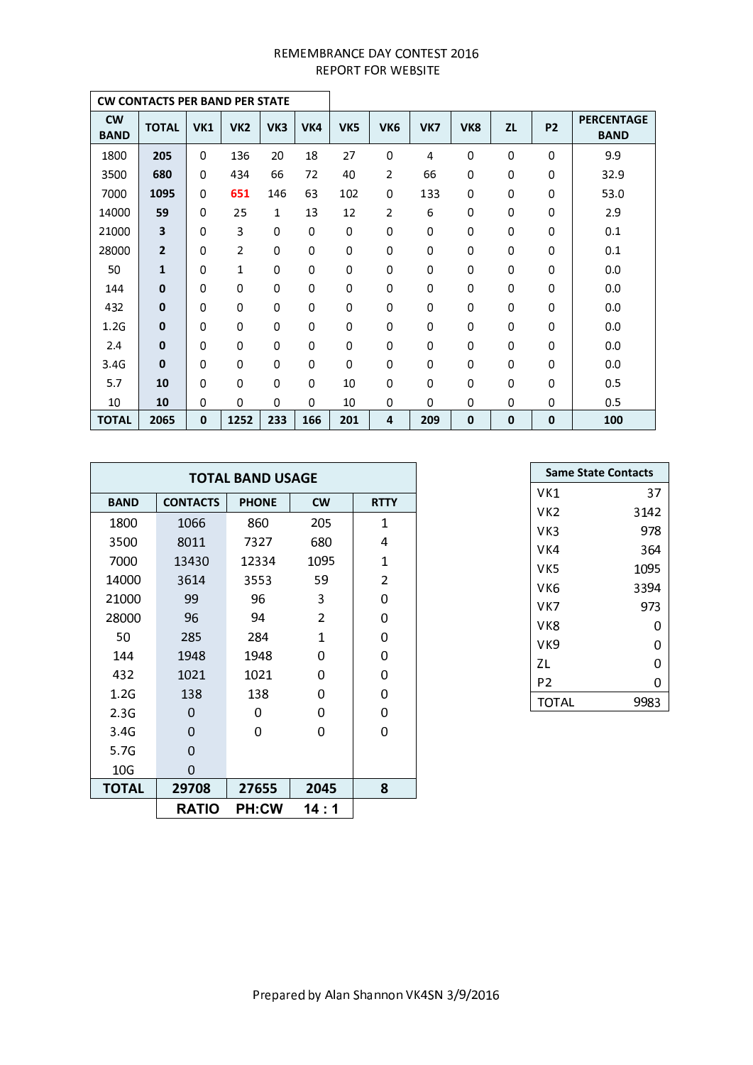# REMEMBRANCE DAY CONTEST 2016
## REPORT FOR WEBSITE

**CW CONTACTS PER BAND PER STATE**

| CW BAND | TOTAL | VK1 | VK2 | VK3 | VK4 | VK5 | VK6 | VK7 | VK8 | ZL | P2 | PERCENTAGE BAND |
|---|---|---|---|---|---|---|---|---|---|---|---|---|
| 1800 | **205** | 0 | 136 | 20 | 18 | 27 | 0 | 4 | 0 | 0 | 0 | 9.9 |
| 3500 | **680** | 0 | 434 | 66 | 72 | 40 | 2 | 66 | 0 | 0 | 0 | 32.9 |
| 7000 | **1095** | 0 | 651 | 146 | 63 | 102 | 0 | 133 | 0 | 0 | 0 | 53.0 |
| 14000 | **59** | 0 | 25 | 1 | 13 | 12 | 2 | 6 | 0 | 0 | 0 | 2.9 |
| 21000 | **3** | 0 | 3 | 0 | 0 | 0 | 0 | 0 | 0 | 0 | 0 | 0.1 |
| 28000 | **2** | 0 | 2 | 0 | 0 | 0 | 0 | 0 | 0 | 0 | 0 | 0.1 |
| 50 | **1** | 0 | 1 | 0 | 0 | 0 | 0 | 0 | 0 | 0 | 0 | 0.0 |
| 144 | **0** | 0 | 0 | 0 | 0 | 0 | 0 | 0 | 0 | 0 | 0 | 0.0 |
| 432 | **0** | 0 | 0 | 0 | 0 | 0 | 0 | 0 | 0 | 0 | 0 | 0.0 |
| 1.2G | **0** | 0 | 0 | 0 | 0 | 0 | 0 | 0 | 0 | 0 | 0 | 0.0 |
| 2.4 | **0** | 0 | 0 | 0 | 0 | 0 | 0 | 0 | 0 | 0 | 0 | 0.0 |
| 3.4G | **0** | 0 | 0 | 0 | 0 | 0 | 0 | 0 | 0 | 0 | 0 | 0.0 |
| 5.7 | **10** | 0 | 0 | 0 | 0 | 10 | 0 | 0 | 0 | 0 | 0 | 0.5 |
| 10 | **10** | 0 | 0 | 0 | 0 | 10 | 0 | 0 | 0 | 0 | 0 | 0.5 |
| **TOTAL** | **2065** | **0** | **1252** | **233** | **166** | **201** | **4** | **209** | **0** | **0** | **0** | **100** |

**TOTAL BAND USAGE**

| BAND | CONTACTS | PHONE | CW | RTTY |
|---|---|---|---|---|
| 1800 | 1066 | 860 | 205 | 1 |
| 3500 | 8011 | 7327 | 680 | 4 |
| 7000 | 13430 | 12334 | 1095 | 1 |
| 14000 | 3614 | 3553 | 59 | 2 |
| 21000 | 99 | 96 | 3 | 0 |
| 28000 | 96 | 94 | 2 | 0 |
| 50 | 285 | 284 | 1 | 0 |
| 144 | 1948 | 1948 | 0 | 0 |
| 432 | 1021 | 1021 | 0 | 0 |
| 1.2G | 138 | 138 | 0 | 0 |
| 2.3G | 0 | 0 | 0 | 0 |
| 3.4G | 0 | 0 | 0 | 0 |
| 5.7G | 0 | | | |
| 10G | 0 | | | |
| **TOTAL** | **29708** | **27655** | **2045** | **8** |
| | **RATIO** | **PH:CW** | **14 : 1** | |

**Same State Contacts**

| State | Contacts |
|---|---|
| VK1 | 37 |
| VK2 | 3142 |
| VK3 | 978 |
| VK4 | 364 |
| VK5 | 1095 |
| VK6 | 3394 |
| VK7 | 973 |
| VK8 | 0 |
| VK9 | 0 |
| ZL | 0 |
| P2 | 0 |
| TOTAL | 9983 |

Prepared by Alan Shannon VK4SN 3/9/2016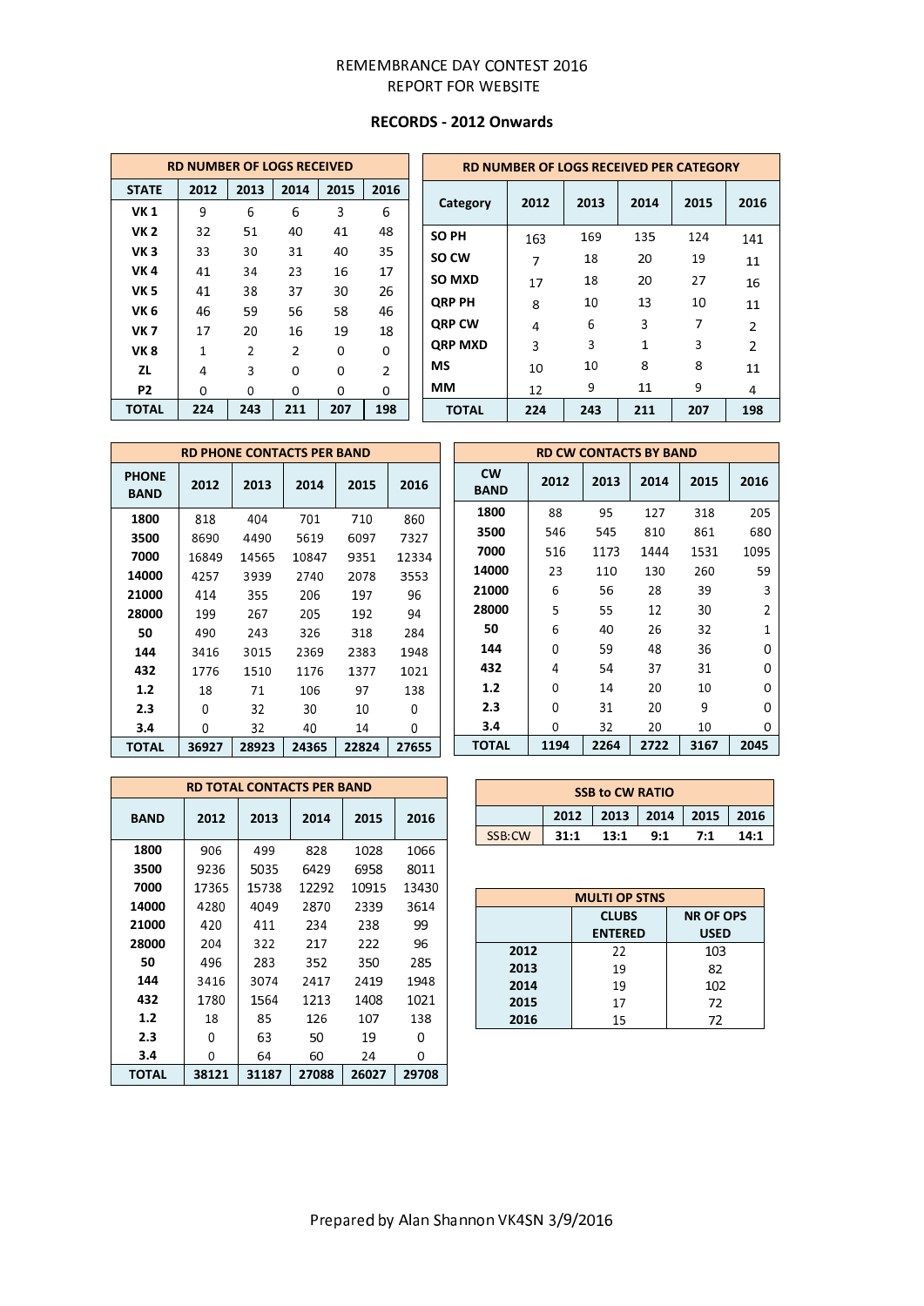REMEMBRANCE DAY CONTEST 2016

REPORT FOR WEBSITE

**RECORDS - 2012 Onwards**

| RD NUMBER OF LOGS RECEIVED | | | | | |
|---|---|---|---|---|---|
| **STATE** | **2012** | **2013** | **2014** | **2015** | **2016** |
| **VK 1** | 9 | 6 | 6 | 3 | 6 |
| **VK 2** | 32 | 51 | 40 | 41 | 48 |
| **VK 3** | 33 | 30 | 31 | 40 | 35 |
| **VK 4** | 41 | 34 | 23 | 16 | 17 |
| **VK 5** | 41 | 38 | 37 | 30 | 26 |
| **VK 6** | 46 | 59 | 56 | 58 | 46 |
| **VK 7** | 17 | 20 | 16 | 19 | 18 |
| **VK 8** | 1 | 2 | 2 | 0 | 0 |
| **ZL** | 4 | 3 | 0 | 0 | 2 |
| **P2** | 0 | 0 | 0 | 0 | 0 |
| **TOTAL** | **224** | **243** | **211** | **207** | **198** |

| RD NUMBER OF LOGS RECEIVED PER CATEGORY | | | | | |
|---|---|---|---|---|---|
| **Category** | **2012** | **2013** | **2014** | **2015** | **2016** |
| **SO PH** | 163 | 169 | 135 | 124 | 141 |
| **SO CW** | 7 | 18 | 20 | 19 | 11 |
| **SO MXD** | 17 | 18 | 20 | 27 | 16 |
| **QRP PH** | 8 | 10 | 13 | 10 | 11 |
| **QRP CW** | 4 | 6 | 3 | 7 | 2 |
| **QRP MXD** | 3 | 3 | 1 | 3 | 2 |
| **MS** | 10 | 10 | 8 | 8 | 11 |
| **MM** | 12 | 9 | 11 | 9 | 4 |
| **TOTAL** | **224** | **243** | **211** | **207** | **198** |

| RD PHONE CONTACTS PER BAND | | | | | |
|---|---|---|---|---|---|
| **PHONE BAND** | **2012** | **2013** | **2014** | **2015** | **2016** |
| **1800** | 818 | 404 | 701 | 710 | 860 |
| **3500** | 8690 | 4490 | 5619 | 6097 | 7327 |
| **7000** | 16849 | 14565 | 10847 | 9351 | 12334 |
| **14000** | 4257 | 3939 | 2740 | 2078 | 3553 |
| **21000** | 414 | 355 | 206 | 197 | 96 |
| **28000** | 199 | 267 | 205 | 192 | 94 |
| **50** | 490 | 243 | 326 | 318 | 284 |
| **144** | 3416 | 3015 | 2369 | 2383 | 1948 |
| **432** | 1776 | 1510 | 1176 | 1377 | 1021 |
| **1.2** | 18 | 71 | 106 | 97 | 138 |
| **2.3** | 0 | 32 | 30 | 10 | 0 |
| **3.4** | 0 | 32 | 40 | 14 | 0 |
| **TOTAL** | **36927** | **28923** | **24365** | **22824** | **27655** |

| RD CW CONTACTS BY BAND | | | | | |
|---|---|---|---|---|---|
| **CW BAND** | **2012** | **2013** | **2014** | **2015** | **2016** |
| **1800** | 88 | 95 | 127 | 318 | 205 |
| **3500** | 546 | 545 | 810 | 861 | 680 |
| **7000** | 516 | 1173 | 1444 | 1531 | 1095 |
| **14000** | 23 | 110 | 130 | 260 | 59 |
| **21000** | 6 | 56 | 28 | 39 | 3 |
| **28000** | 5 | 55 | 12 | 30 | 2 |
| **50** | 6 | 40 | 26 | 32 | 1 |
| **144** | 0 | 59 | 48 | 36 | 0 |
| **432** | 4 | 54 | 37 | 31 | 0 |
| **1.2** | 0 | 14 | 20 | 10 | 0 |
| **2.3** | 0 | 31 | 20 | 9 | 0 |
| **3.4** | 0 | 32 | 20 | 10 | 0 |
| **TOTAL** | **1194** | **2264** | **2722** | **3167** | **2045** |

| RD TOTAL CONTACTS PER BAND | | | | | |
|---|---|---|---|---|---|
| **BAND** | **2012** | **2013** | **2014** | **2015** | **2016** |
| **1800** | 906 | 499 | 828 | 1028 | 1066 |
| **3500** | 9236 | 5035 | 6429 | 6958 | 8011 |
| **7000** | 17365 | 15738 | 12292 | 10915 | 13430 |
| **14000** | 4280 | 4049 | 2870 | 2339 | 3614 |
| **21000** | 420 | 411 | 234 | 238 | 99 |
| **28000** | 204 | 322 | 217 | 222 | 96 |
| **50** | 496 | 283 | 352 | 350 | 285 |
| **144** | 3416 | 3074 | 2417 | 2419 | 1948 |
| **432** | 1780 | 1564 | 1213 | 1408 | 1021 |
| **1.2** | 18 | 85 | 126 | 107 | 138 |
| **2.3** | 0 | 63 | 50 | 19 | 0 |
| **3.4** | 0 | 64 | 60 | 24 | 0 |
| **TOTAL** | **38121** | **31187** | **27088** | **26027** | **29708** |

| SSB to CW RATIO | | | | | |
|---|---|---|---|---|---|
| | **2012** | **2013** | **2014** | **2015** | **2016** |
| SSB:CW | **31:1** | **13:1** | **9:1** | **7:1** | **14:1** |

| MULTI OP STNS | | |
|---|---|---|
| | **CLUBS ENTERED** | **NR OF OPS USED** |
| **2012** | 22 | 103 |
| **2013** | 19 | 82 |
| **2014** | 19 | 102 |
| **2015** | 17 | 72 |
| **2016** | 15 | 72 |

Prepared by Alan Shannon VK4SN 3/9/2016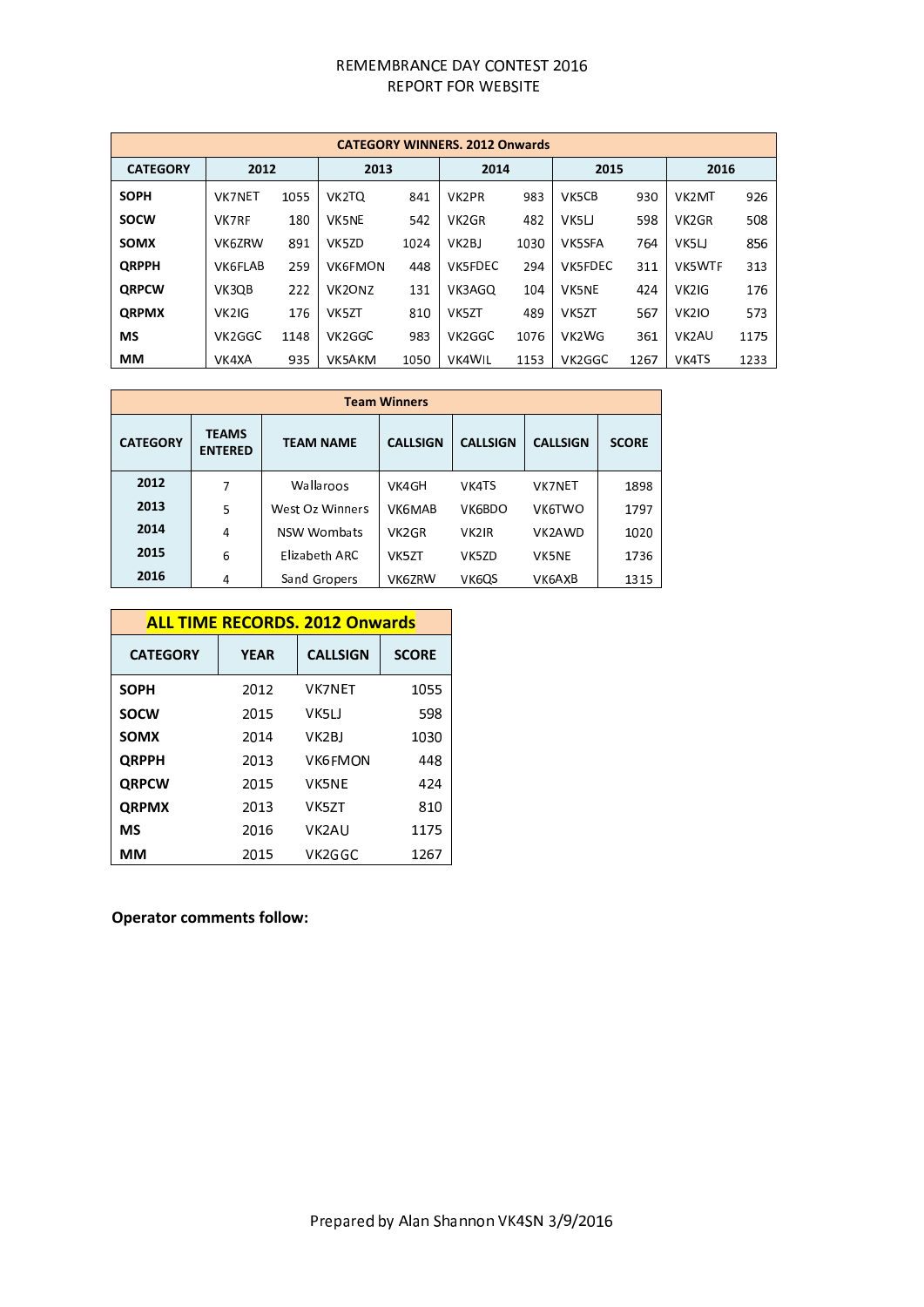# REMEMBRANCE DAY CONTEST 2016
## REPORT FOR WEBSITE

| CATEGORY WINNERS. 2012 Onwards | | | | | | | | | | |
|---|---|---|---|---|---|---|---|---|---|---|
| **CATEGORY** | **2012** | | **2013** | | **2014** | | **2015** | | **2016** | |
| **SOPH** | VK7NET | 1055 | VK2TQ | 841 | VK2PR | 983 | VK5CB | 930 | VK2MT | 926 |
| **SOCW** | VK7RF | 180 | VK5NE | 542 | VK2GR | 482 | VK5LJ | 598 | VK2GR | 508 |
| **SOMX** | VK6ZRW | 891 | VK5ZD | 1024 | VK2BJ | 1030 | VK5SFA | 764 | VK5LJ | 856 |
| **QRPPH** | VK6FLAB | 259 | VK6FMON | 448 | VK5FDEC | 294 | VK5FDEC | 311 | VK5WTF | 313 |
| **QRPCW** | VK3QB | 222 | VK2ONZ | 131 | VK3AGQ | 104 | VK5NE | 424 | VK2IG | 176 |
| **QRPMX** | VK2IG | 176 | VK5ZT | 810 | VK5ZT | 489 | VK5ZT | 567 | VK2IO | 573 |
| **MS** | VK2GGC | 1148 | VK2GGC | 983 | VK2GGC | 1076 | VK2WG | 361 | VK2AU | 1175 |
| **MM** | VK4XA | 935 | VK5AKM | 1050 | VK4WIL | 1153 | VK2GGC | 1267 | VK4TS | 1233 |

| Team Winners | | | | | | |
|---|---|---|---|---|---|---|
| **CATEGORY** | **TEAMS ENTERED** | **TEAM NAME** | **CALLSIGN** | **CALLSIGN** | **CALLSIGN** | **SCORE** |
| **2012** | 7 | Wallaroos | VK4GH | VK4TS | VK7NET | 1898 |
| **2013** | 5 | West Oz Winners | VK6MAB | VK6BDO | VK6TWO | 1797 |
| **2014** | 4 | NSW Wombats | VK2GR | VK2IR | VK2AWD | 1020 |
| **2015** | 6 | Elizabeth ARC | VK5ZT | VK5ZD | VK5NE | 1736 |
| **2016** | 4 | Sand Gropers | VK6ZRW | VK6QS | VK6AXB | 1315 |

| **ALL TIME RECORDS. 2012 Onwards** | | | |
|---|---|---|---|
| **CATEGORY** | **YEAR** | **CALLSIGN** | **SCORE** |
| **SOPH** | 2012 | VK7NET | 1055 |
| **SOCW** | 2015 | VK5LJ | 598 |
| **SOMX** | 2014 | VK2BJ | 1030 |
| **QRPPH** | 2013 | VK6FMON | 448 |
| **QRPCW** | 2015 | VK5NE | 424 |
| **QRPMX** | 2013 | VK5ZT | 810 |
| **MS** | 2016 | VK2AU | 1175 |
| **MM** | 2015 | VK2GGC | 1267 |

**Operator comments follow:**

Prepared by Alan Shannon VK4SN 3/9/2016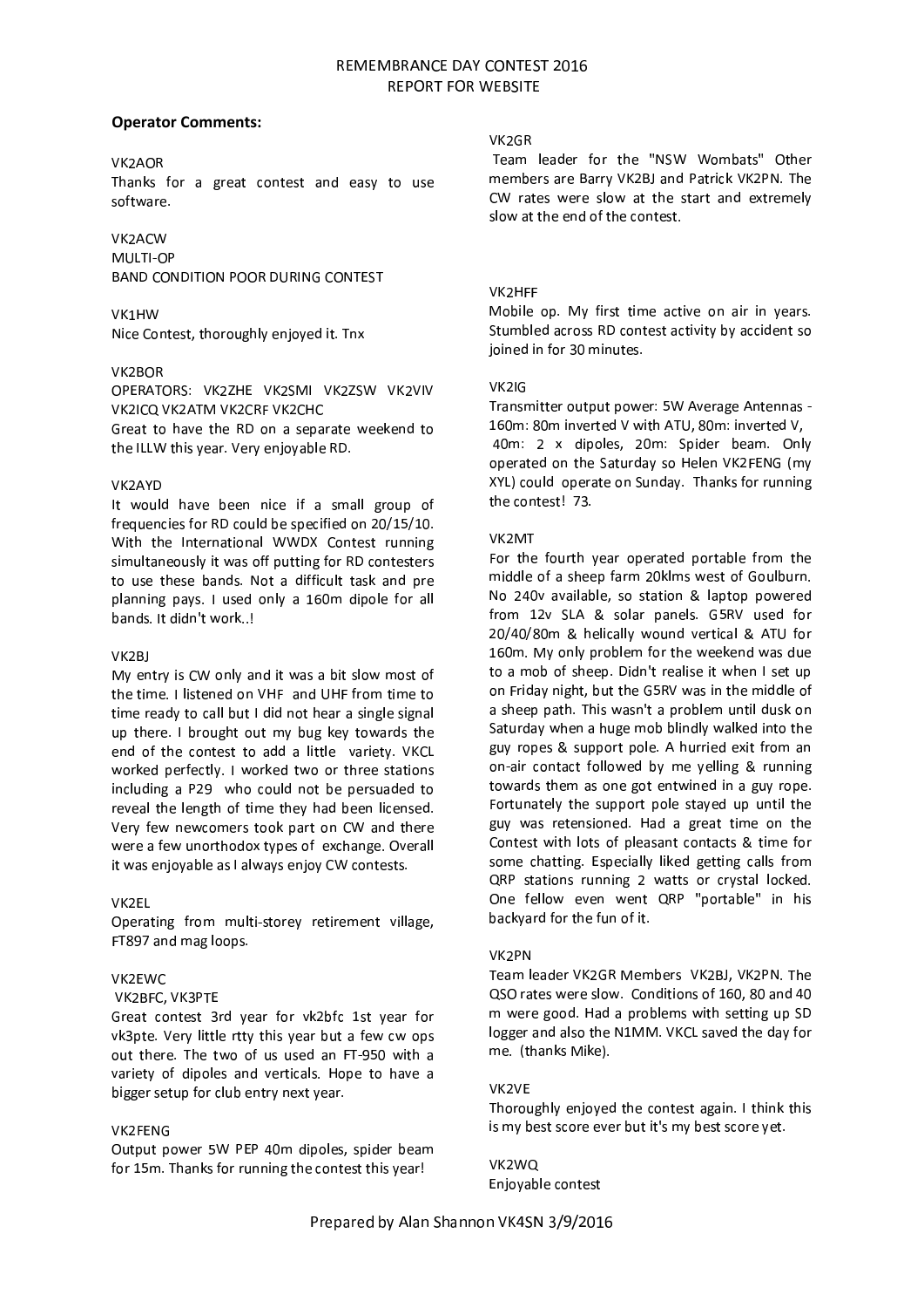# REMEMBRANCE DAY CONTEST 2016
# REPORT FOR WEBSITE

**Operator Comments:**

VK2AOR
Thanks for a great contest and easy to use software.

VK2ACW
MULTI-OP
BAND CONDITION POOR DURING CONTEST

VK1HW
Nice Contest, thoroughly enjoyed it. Tnx

VK2BOR
OPERATORS: VK2ZHE VK2SMI VK2ZSW VK2VIV VK2ICQ VK2ATM VK2CRF VK2CHC
Great to have the RD on a separate weekend to the ILLW this year. Very enjoyable RD.

VK2AYD
It would have been nice if a small group of frequencies for RD could be specified on 20/15/10. With the International WWDX Contest running simultaneously it was off putting for RD contesters to use these bands. Not a difficult task and pre planning pays. I used only a 160m dipole for all bands. It didn't work..!

VK2BJ
My entry is CW only and it was a bit slow most of the time. I listened on VHF and UHF from time to time ready to call but I did not hear a single signal up there. I brought out my bug key towards the end of the contest to add a little variety. VKCL worked perfectly. I worked two or three stations including a P29 who could not be persuaded to reveal the length of time they had been licensed. Very few newcomers took part on CW and there were a few unorthodox types of exchange. Overall it was enjoyable as I always enjoy CW contests.

VK2EL
Operating from multi-storey retirement village, FT897 and mag loops.

VK2EWC
VK2BFC, VK3PTE
Great contest 3rd year for vk2bfc 1st year for vk3pte. Very little rtty this year but a few cw ops out there. The two of us used an FT-950 with a variety of dipoles and verticals. Hope to have a bigger setup for club entry next year.

VK2FENG
Output power 5W PEP 40m dipoles, spider beam for 15m. Thanks for running the contest this year!

VK2GR
Team leader for the "NSW Wombats" Other members are Barry VK2BJ and Patrick VK2PN. The CW rates were slow at the start and extremely slow at the end of the contest.

VK2HFF
Mobile op. My first time active on air in years. Stumbled across RD contest activity by accident so joined in for 30 minutes.

VK2IG
Transmitter output power: 5W Average Antennas - 160m: 80m inverted V with ATU, 80m: inverted V, 40m: 2 x dipoles, 20m: Spider beam. Only operated on the Saturday so Helen VK2FENG (my XYL) could operate on Sunday. Thanks for running the contest! 73.

VK2MT
For the fourth year operated portable from the middle of a sheep farm 20klms west of Goulburn. No 240v available, so station & laptop powered from 12v SLA & solar panels. G5RV used for 20/40/80m & helically wound vertical & ATU for 160m. My only problem for the weekend was due to a mob of sheep. Didn't realise it when I set up on Friday night, but the G5RV was in the middle of a sheep path. This wasn't a problem until dusk on Saturday when a huge mob blindly walked into the guy ropes & support pole. A hurried exit from an on-air contact followed by me yelling & running towards them as one got entwined in a guy rope. Fortunately the support pole stayed up until the guy was retensioned. Had a great time on the Contest with lots of pleasant contacts & time for some chatting. Especially liked getting calls from QRP stations running 2 watts or crystal locked. One fellow even went QRP "portable" in his backyard for the fun of it.

VK2PN
Team leader VK2GR Members VK2BJ, VK2PN. The QSO rates were slow. Conditions of 160, 80 and 40 m were good. Had a problems with setting up SD logger and also the N1MM. VKCL saved the day for me. (thanks Mike).

VK2VE
Thoroughly enjoyed the contest again. I think this is my best score ever but it's my best score yet.

VK2WQ
Enjoyable contest

Prepared by Alan Shannon VK4SN 3/9/2016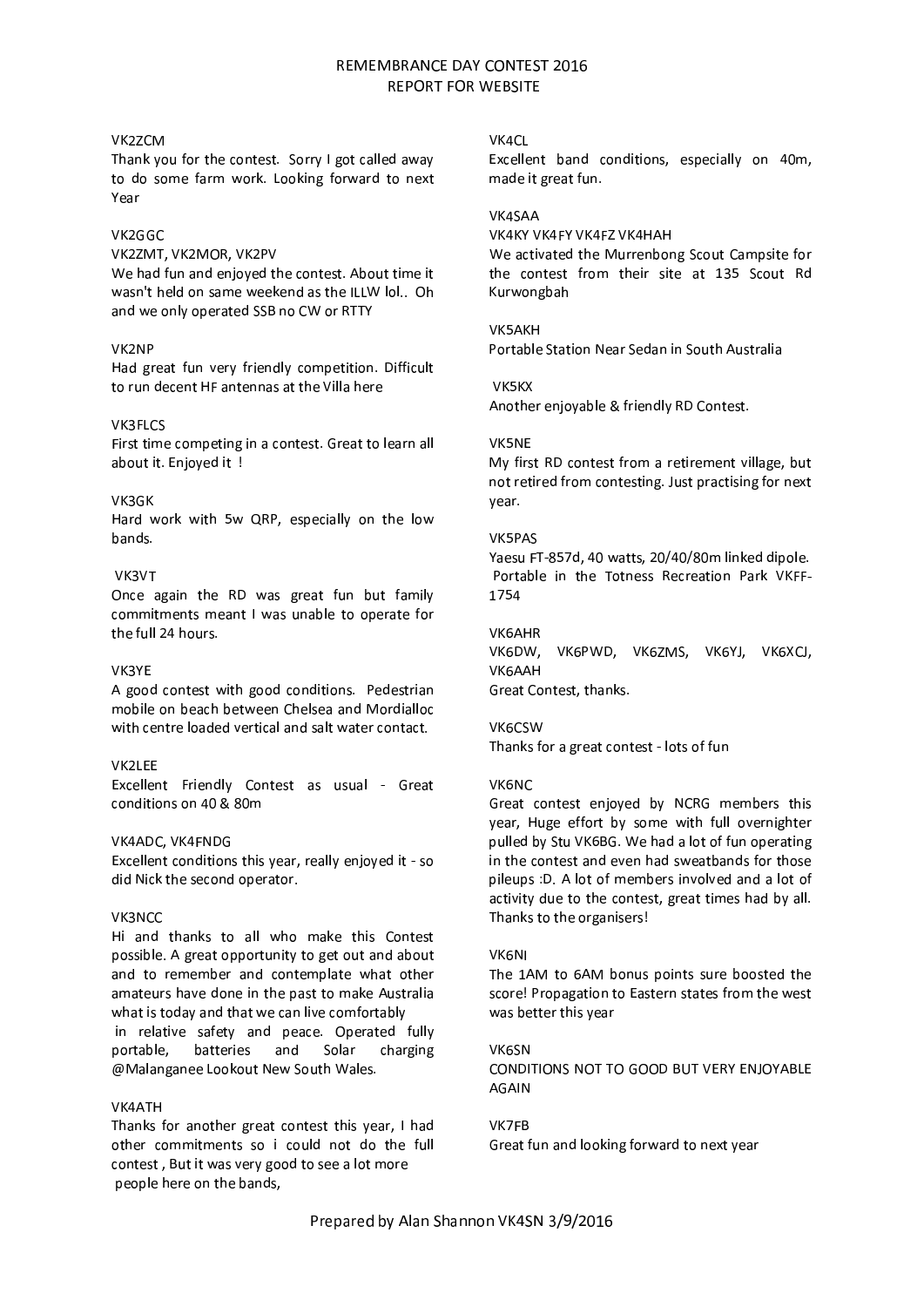# REMEMBRANCE DAY CONTEST 2016
## REPORT FOR WEBSITE

VK2ZCM
Thank you for the contest. Sorry I got called away to do some farm work. Looking forward to next Year

VK2GGC
VK2ZMT, VK2MOR, VK2PV
We had fun and enjoyed the contest. About time it wasn't held on same weekend as the ILLW lol.. Oh and we only operated SSB no CW or RTTY

VK2NP
Had great fun very friendly competition. Difficult to run decent HF antennas at the Villa here

VK3FLCS
First time competing in a contest. Great to learn all about it. Enjoyed it !

VK3GK
Hard work with 5w QRP, especially on the low bands.

VK3VT
Once again the RD was great fun but family commitments meant I was unable to operate for the full 24 hours.

VK3YE
A good contest with good conditions. Pedestrian mobile on beach between Chelsea and Mordialloc with centre loaded vertical and salt water contact.

VK2LEE
Excellent Friendly Contest as usual - Great conditions on 40 & 80m

VK4ADC, VK4FNDG
Excellent conditions this year, really enjoyed it - so did Nick the second operator.

VK3NCC
Hi and thanks to all who make this Contest possible. A great opportunity to get out and about and to remember and contemplate what other amateurs have done in the past to make Australia what is today and that we can live comfortably in relative safety and peace. Operated fully portable, batteries and Solar charging @Malanganee Lookout New South Wales.

VK4ATH
Thanks for another great contest this year, I had other commitments so i could not do the full contest , But it was very good to see a lot more people here on the bands,

VK4CL
Excellent band conditions, especially on 40m, made it great fun.

VK4SAA
VK4KY VK4FY VK4FZ VK4HAH
We activated the Murrenbong Scout Campsite for the contest from their site at 135 Scout Rd Kurwongbah

VK5AKH
Portable Station Near Sedan in South Australia

VK5KX
Another enjoyable & friendly RD Contest.

VK5NE
My first RD contest from a retirement village, but not retired from contesting. Just practising for next year.

VK5PAS
Yaesu FT-857d, 40 watts, 20/40/80m linked dipole. Portable in the Totness Recreation Park VKFF-1754

VK6AHR
VK6DW, VK6PWD, VK6ZMS, VK6YJ, VK6XCJ, VK6AAH
Great Contest, thanks.

VK6CSW
Thanks for a great contest - lots of fun

VK6NC
Great contest enjoyed by NCRG members this year, Huge effort by some with full overnighter pulled by Stu VK6BG. We had a lot of fun operating in the contest and even had sweatbands for those pileups :D. A lot of members involved and a lot of activity due to the contest, great times had by all. Thanks to the organisers!

VK6NI
The 1AM to 6AM bonus points sure boosted the score! Propagation to Eastern states from the west was better this year

VK6SN
CONDITIONS NOT TO GOOD BUT VERY ENJOYABLE AGAIN

VK7FB
Great fun and looking forward to next year

Prepared by Alan Shannon VK4SN 3/9/2016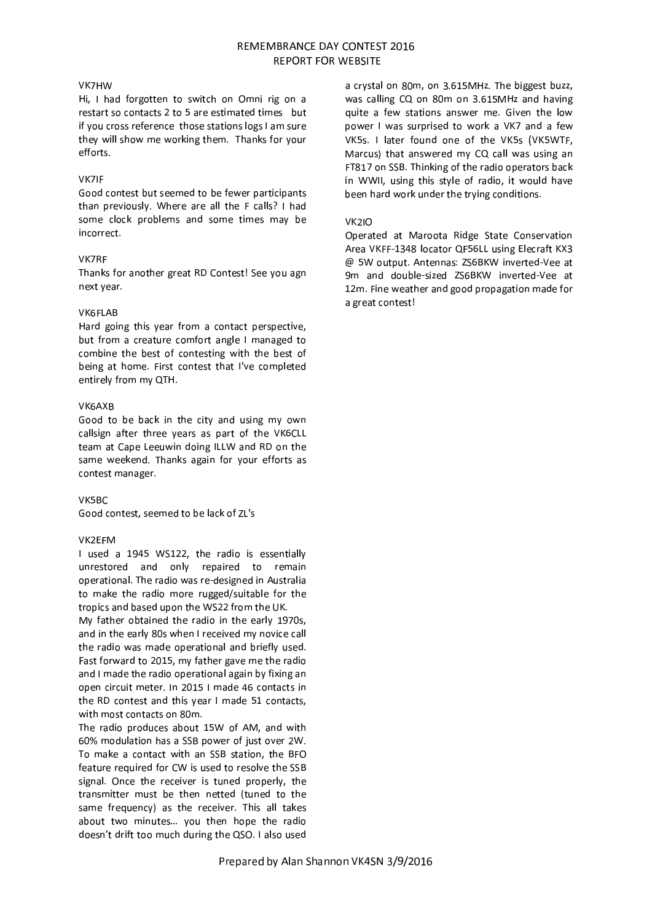# REMEMBRANCE DAY CONTEST 2016
## REPORT FOR WEBSITE

### VK7HW

Hi, I had forgotten to switch on Omni rig on a restart so contacts 2 to 5 are estimated times but if you cross reference those stations logs I am sure they will show me working them. Thanks for your efforts.

### VK7IF

Good contest but seemed to be fewer participants than previously. Where are all the F calls? I had some clock problems and some times may be incorrect.

### VK7RF

Thanks for another great RD Contest! See you agn next year.

### VK6FLAB

Hard going this year from a contact perspective, but from a creature comfort angle I managed to combine the best of contesting with the best of being at home. First contest that I've completed entirely from my QTH.

### VK6AXB

Good to be back in the city and using my own callsign after three years as part of the VK6CLL team at Cape Leeuwin doing ILLW and RD on the same weekend. Thanks again for your efforts as contest manager.

### VK5BC

Good contest, seemed to be lack of ZL's

### VK2EFM

I used a 1945 WS122, the radio is essentially unrestored and only repaired to remain operational. The radio was re-designed in Australia to make the radio more rugged/suitable for the tropics and based upon the WS22 from the UK.

My father obtained the radio in the early 1970s, and in the early 80s when I received my novice call the radio was made operational and briefly used. Fast forward to 2015, my father gave me the radio and I made the radio operational again by fixing an open circuit meter. In 2015 I made 46 contacts in the RD contest and this year I made 51 contacts, with most contacts on 80m.

The radio produces about 15W of AM, and with 60% modulation has a SSB power of just over 2W. To make a contact with an SSB station, the BFO feature required for CW is used to resolve the SSB signal. Once the receiver is tuned properly, the transmitter must be then netted (tuned to the same frequency) as the receiver. This all takes about two minutes… you then hope the radio doesn't drift too much during the QSO. I also used a crystal on 80m, on 3.615MHz. The biggest buzz, was calling CQ on 80m on 3.615MHz and having quite a few stations answer me. Given the low power I was surprised to work a VK7 and a few VK5s. I later found one of the VK5s (VK5WTF, Marcus) that answered my CQ call was using an FT817 on SSB. Thinking of the radio operators back in WWII, using this style of radio, it would have been hard work under the trying conditions.

### VK2IO

Operated at Maroota Ridge State Conservation Area VKFF-1348 locator QF56LL using Elecraft KX3 @ 5W output. Antennas: ZS6BKW inverted-Vee at 9m and double-sized ZS6BKW inverted-Vee at 12m. Fine weather and good propagation made for a great contest!

Prepared by Alan Shannon VK4SN 3/9/2016